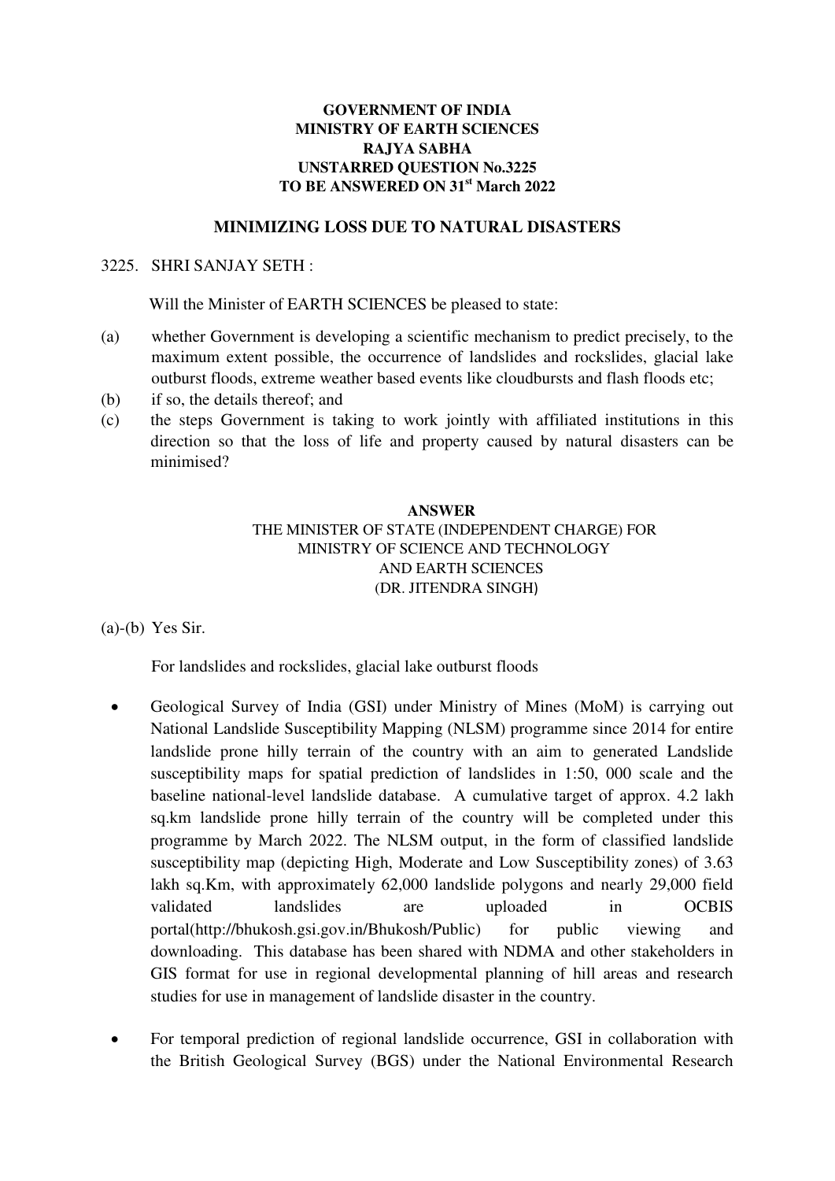**GOVERNMENT OF INDIA**
**MINISTRY OF EARTH SCIENCES**
**RAJYA SABHA**
**UNSTARRED QUESTION No.3225**
**TO BE ANSWERED ON 31st March 2022**

## MINIMIZING LOSS DUE TO NATURAL DISASTERS

3225. SHRI SANJAY SETH :

Will the Minister of EARTH SCIENCES be pleased to state:

(a) whether Government is developing a scientific mechanism to predict precisely, to the maximum extent possible, the occurrence of landslides and rockslides, glacial lake outburst floods, extreme weather based events like cloudbursts and flash floods etc;

(b) if so, the details thereof; and

(c) the steps Government is taking to work jointly with affiliated institutions in this direction so that the loss of life and property caused by natural disasters can be minimised?

**ANSWER**

THE MINISTER OF STATE (INDEPENDENT CHARGE) FOR
MINISTRY OF SCIENCE AND TECHNOLOGY
AND EARTH SCIENCES
(DR. JITENDRA SINGH)

(a)-(b) Yes Sir.

For landslides and rockslides, glacial lake outburst floods

- Geological Survey of India (GSI) under Ministry of Mines (MoM) is carrying out National Landslide Susceptibility Mapping (NLSM) programme since 2014 for entire landslide prone hilly terrain of the country with an aim to generated Landslide susceptibility maps for spatial prediction of landslides in 1:50, 000 scale and the baseline national-level landslide database. A cumulative target of approx. 4.2 lakh sq.km landslide prone hilly terrain of the country will be completed under this programme by March 2022. The NLSM output, in the form of classified landslide susceptibility map (depicting High, Moderate and Low Susceptibility zones) of 3.63 lakh sq.Km, with approximately 62,000 landslide polygons and nearly 29,000 field validated landslides are uploaded in OCBIS portal(http://bhukosh.gsi.gov.in/Bhukosh/Public) for public viewing and downloading. This database has been shared with NDMA and other stakeholders in GIS format for use in regional developmental planning of hill areas and research studies for use in management of landslide disaster in the country.
- For temporal prediction of regional landslide occurrence, GSI in collaboration with the British Geological Survey (BGS) under the National Environmental Research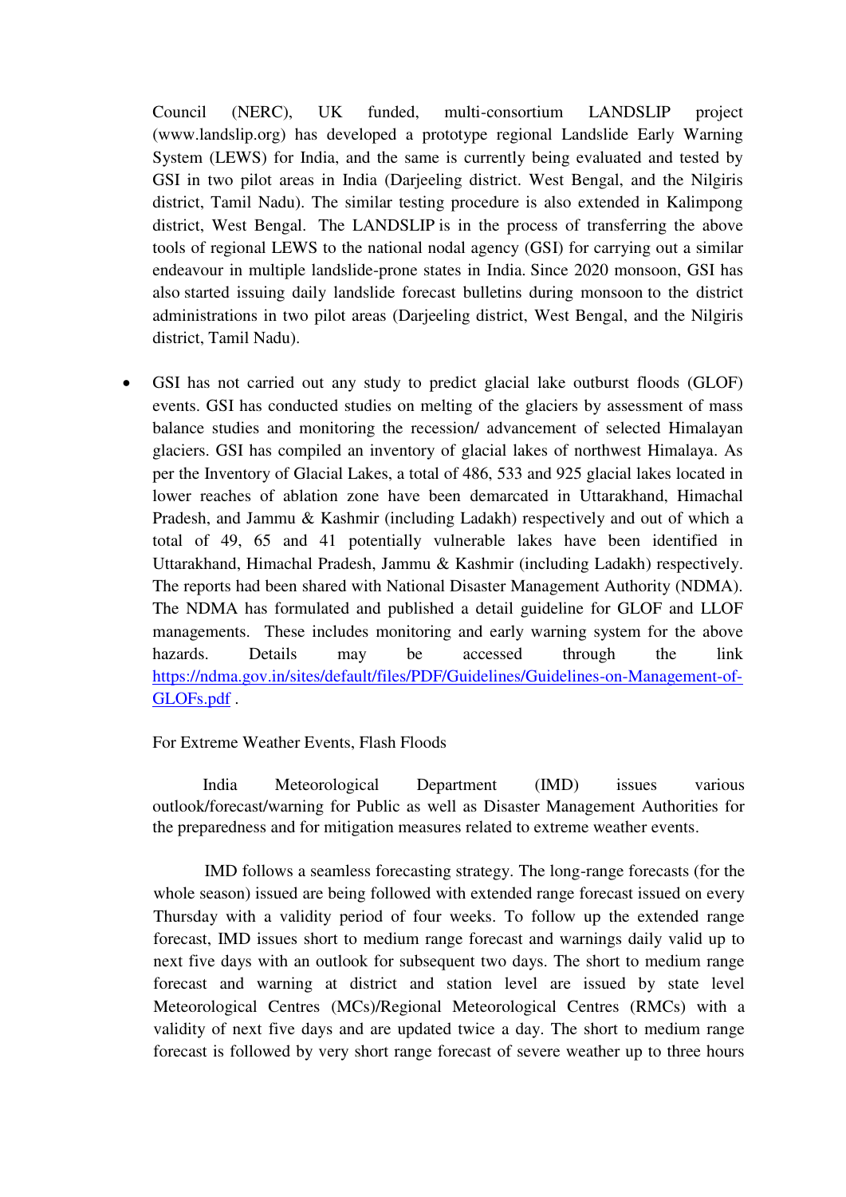Council (NERC), UK funded, multi-consortium LANDSLIP project (www.landslip.org) has developed a prototype regional Landslide Early Warning System (LEWS) for India, and the same is currently being evaluated and tested by GSI in two pilot areas in India (Darjeeling district. West Bengal, and the Nilgiris district, Tamil Nadu). The similar testing procedure is also extended in Kalimpong district, West Bengal. The LANDSLIP is in the process of transferring the above tools of regional LEWS to the national nodal agency (GSI) for carrying out a similar endeavour in multiple landslide-prone states in India. Since 2020 monsoon, GSI has also started issuing daily landslide forecast bulletins during monsoon to the district administrations in two pilot areas (Darjeeling district, West Bengal, and the Nilgiris district, Tamil Nadu).

- GSI has not carried out any study to predict glacial lake outburst floods (GLOF) events. GSI has conducted studies on melting of the glaciers by assessment of mass balance studies and monitoring the recession/ advancement of selected Himalayan glaciers. GSI has compiled an inventory of glacial lakes of northwest Himalaya. As per the Inventory of Glacial Lakes, a total of 486, 533 and 925 glacial lakes located in lower reaches of ablation zone have been demarcated in Uttarakhand, Himachal Pradesh, and Jammu & Kashmir (including Ladakh) respectively and out of which a total of 49, 65 and 41 potentially vulnerable lakes have been identified in Uttarakhand, Himachal Pradesh, Jammu & Kashmir (including Ladakh) respectively. The reports had been shared with National Disaster Management Authority (NDMA). The NDMA has formulated and published a detail guideline for GLOF and LLOF managements. These includes monitoring and early warning system for the above hazards. Details may be accessed through the link https://ndma.gov.in/sites/default/files/PDF/Guidelines/Guidelines-on-Management-of-GLOFs.pdf .

For Extreme Weather Events, Flash Floods

India Meteorological Department (IMD) issues various outlook/forecast/warning for Public as well as Disaster Management Authorities for the preparedness and for mitigation measures related to extreme weather events.

IMD follows a seamless forecasting strategy. The long-range forecasts (for the whole season) issued are being followed with extended range forecast issued on every Thursday with a validity period of four weeks. To follow up the extended range forecast, IMD issues short to medium range forecast and warnings daily valid up to next five days with an outlook for subsequent two days. The short to medium range forecast and warning at district and station level are issued by state level Meteorological Centres (MCs)/Regional Meteorological Centres (RMCs) with a validity of next five days and are updated twice a day. The short to medium range forecast is followed by very short range forecast of severe weather up to three hours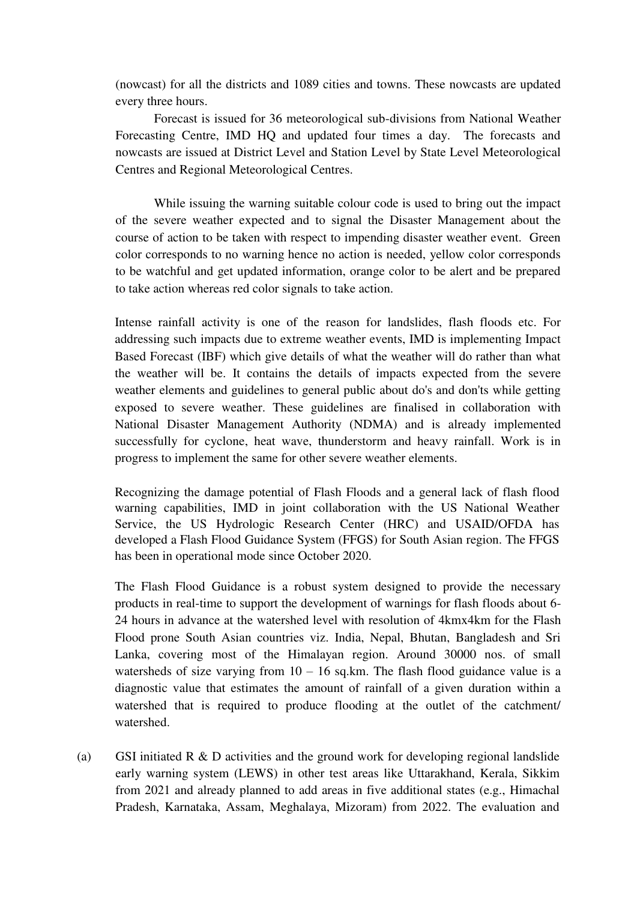(nowcast) for all the districts and 1089 cities and towns. These nowcasts are updated every three hours.

Forecast is issued for 36 meteorological sub-divisions from National Weather Forecasting Centre, IMD HQ and updated four times a day. The forecasts and nowcasts are issued at District Level and Station Level by State Level Meteorological Centres and Regional Meteorological Centres.

While issuing the warning suitable colour code is used to bring out the impact of the severe weather expected and to signal the Disaster Management about the course of action to be taken with respect to impending disaster weather event. Green color corresponds to no warning hence no action is needed, yellow color corresponds to be watchful and get updated information, orange color to be alert and be prepared to take action whereas red color signals to take action.

Intense rainfall activity is one of the reason for landslides, flash floods etc. For addressing such impacts due to extreme weather events, IMD is implementing Impact Based Forecast (IBF) which give details of what the weather will do rather than what the weather will be. It contains the details of impacts expected from the severe weather elements and guidelines to general public about do's and don'ts while getting exposed to severe weather. These guidelines are finalised in collaboration with National Disaster Management Authority (NDMA) and is already implemented successfully for cyclone, heat wave, thunderstorm and heavy rainfall. Work is in progress to implement the same for other severe weather elements.

Recognizing the damage potential of Flash Floods and a general lack of flash flood warning capabilities, IMD in joint collaboration with the US National Weather Service, the US Hydrologic Research Center (HRC) and USAID/OFDA has developed a Flash Flood Guidance System (FFGS) for South Asian region. The FFGS has been in operational mode since October 2020.

The Flash Flood Guidance is a robust system designed to provide the necessary products in real-time to support the development of warnings for flash floods about 6-24 hours in advance at the watershed level with resolution of 4kmx4km for the Flash Flood prone South Asian countries viz. India, Nepal, Bhutan, Bangladesh and Sri Lanka, covering most of the Himalayan region. Around 30000 nos. of small watersheds of size varying from 10 – 16 sq.km. The flash flood guidance value is a diagnostic value that estimates the amount of rainfall of a given duration within a watershed that is required to produce flooding at the outlet of the catchment/ watershed.

(a) GSI initiated R & D activities and the ground work for developing regional landslide early warning system (LEWS) in other test areas like Uttarakhand, Kerala, Sikkim from 2021 and already planned to add areas in five additional states (e.g., Himachal Pradesh, Karnataka, Assam, Meghalaya, Mizoram) from 2022. The evaluation and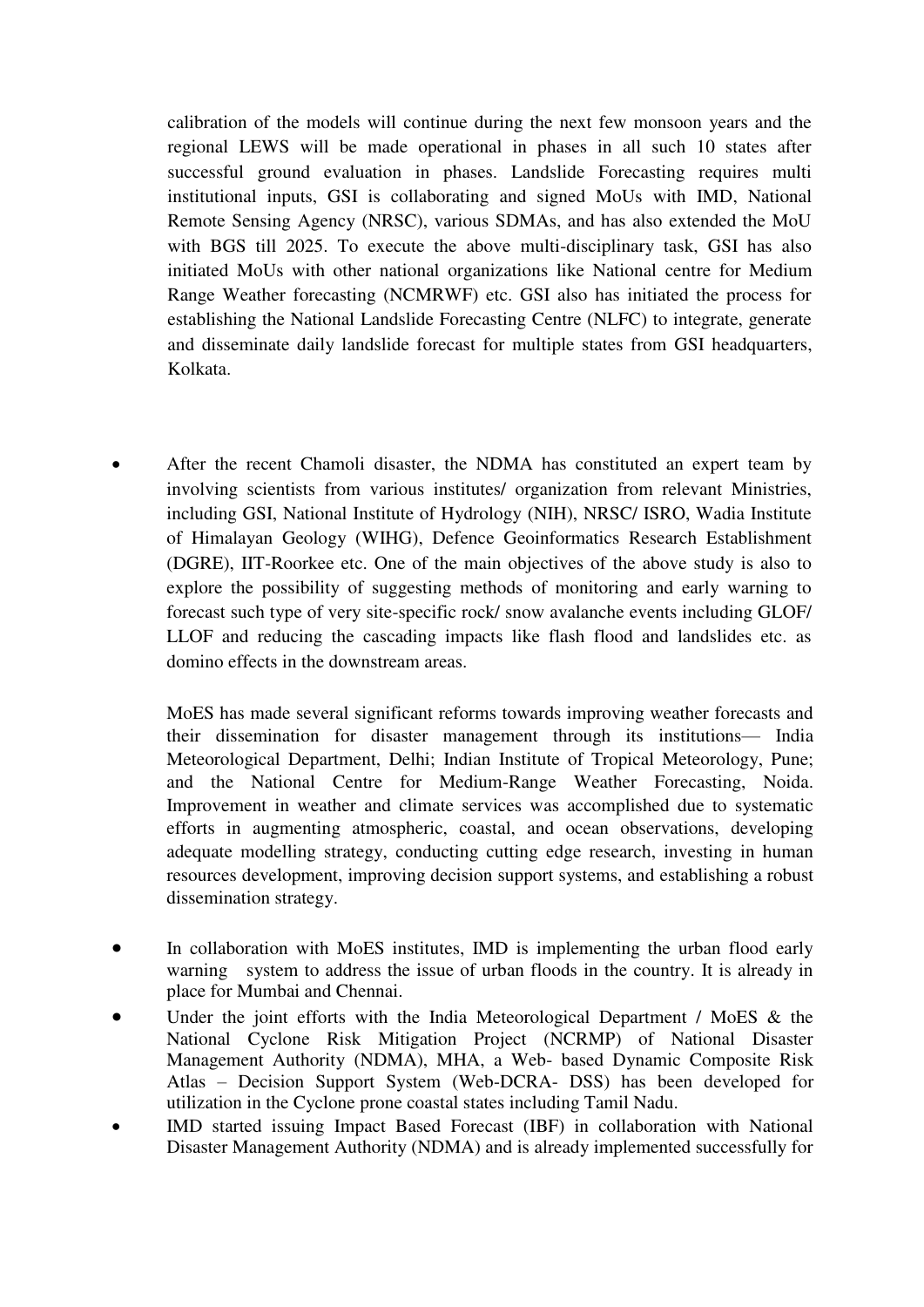calibration of the models will continue during the next few monsoon years and the regional LEWS will be made operational in phases in all such 10 states after successful ground evaluation in phases. Landslide Forecasting requires multi institutional inputs, GSI is collaborating and signed MoUs with IMD, National Remote Sensing Agency (NRSC), various SDMAs, and has also extended the MoU with BGS till 2025. To execute the above multi-disciplinary task, GSI has also initiated MoUs with other national organizations like National centre for Medium Range Weather forecasting (NCMRWF) etc. GSI also has initiated the process for establishing the National Landslide Forecasting Centre (NLFC) to integrate, generate and disseminate daily landslide forecast for multiple states from GSI headquarters, Kolkata.

- After the recent Chamoli disaster, the NDMA has constituted an expert team by involving scientists from various institutes/ organization from relevant Ministries, including GSI, National Institute of Hydrology (NIH), NRSC/ ISRO, Wadia Institute of Himalayan Geology (WIHG), Defence Geoinformatics Research Establishment (DGRE), IIT-Roorkee etc. One of the main objectives of the above study is also to explore the possibility of suggesting methods of monitoring and early warning to forecast such type of very site-specific rock/ snow avalanche events including GLOF/ LLOF and reducing the cascading impacts like flash flood and landslides etc. as domino effects in the downstream areas.

  MoES has made several significant reforms towards improving weather forecasts and their dissemination for disaster management through its institutions— India Meteorological Department, Delhi; Indian Institute of Tropical Meteorology, Pune; and the National Centre for Medium-Range Weather Forecasting, Noida. Improvement in weather and climate services was accomplished due to systematic efforts in augmenting atmospheric, coastal, and ocean observations, developing adequate modelling strategy, conducting cutting edge research, investing in human resources development, improving decision support systems, and establishing a robust dissemination strategy.

- In collaboration with MoES institutes, IMD is implementing the urban flood early warning system to address the issue of urban floods in the country. It is already in place for Mumbai and Chennai.
- Under the joint efforts with the India Meteorological Department / MoES & the National Cyclone Risk Mitigation Project (NCRMP) of National Disaster Management Authority (NDMA), MHA, a Web- based Dynamic Composite Risk Atlas – Decision Support System (Web-DCRA- DSS) has been developed for utilization in the Cyclone prone coastal states including Tamil Nadu.
- IMD started issuing Impact Based Forecast (IBF) in collaboration with National Disaster Management Authority (NDMA) and is already implemented successfully for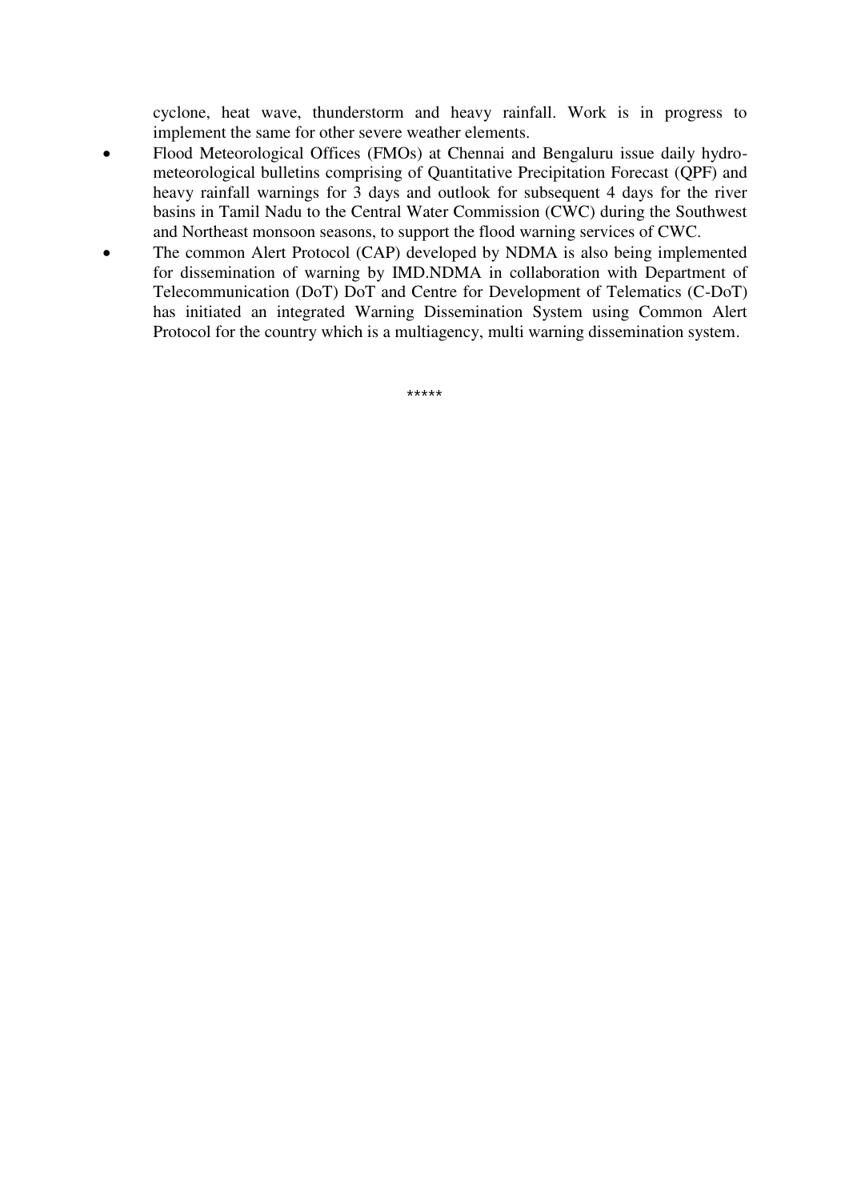cyclone, heat wave, thunderstorm and heavy rainfall. Work is in progress to implement the same for other severe weather elements.

- Flood Meteorological Offices (FMOs) at Chennai and Bengaluru issue daily hydro-meteorological bulletins comprising of Quantitative Precipitation Forecast (QPF) and heavy rainfall warnings for 3 days and outlook for subsequent 4 days for the river basins in Tamil Nadu to the Central Water Commission (CWC) during the Southwest and Northeast monsoon seasons, to support the flood warning services of CWC.
- The common Alert Protocol (CAP) developed by NDMA is also being implemented for dissemination of warning by IMD.NDMA in collaboration with Department of Telecommunication (DoT) DoT and Centre for Development of Telematics (C-DoT) has initiated an integrated Warning Dissemination System using Common Alert Protocol for the country which is a multiagency, multi warning dissemination system.

*****